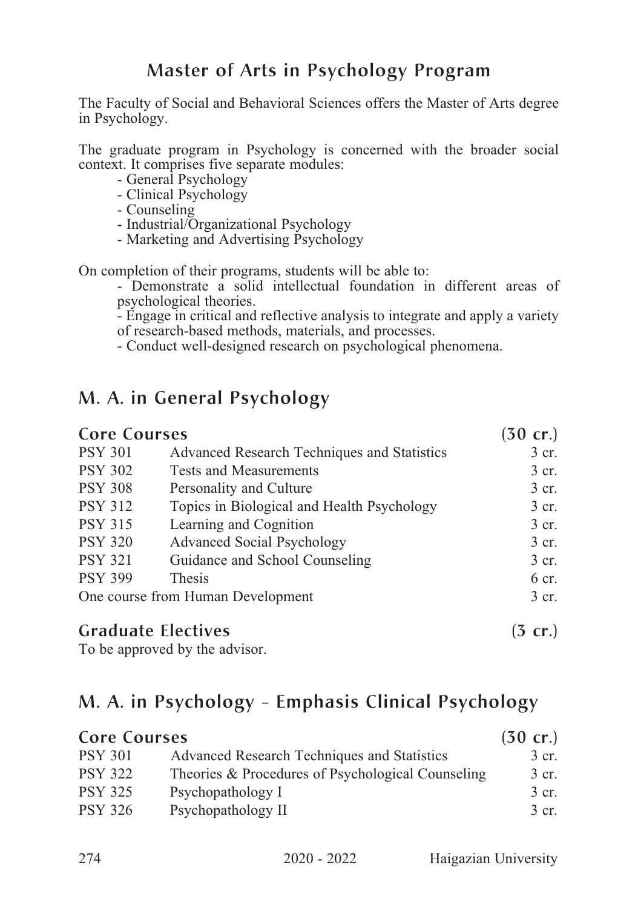## Master of Arts in Psychology Program

The Faculty of Social and Behavioral Sciences offers the Master of Arts degree in Psychology.

The graduate program in Psychology is concerned with the broader social context. It comprises five separate modules:

- General Psychology
- Clinical Psychology
- Counseling
- Industrial/Organizational Psychology
- Marketing and Advertising Psychology

On completion of their programs, students will be able to:

- Demonstrate a solid intellectual foundation in different areas of psychological theories.
- Engage in critical and reflective analysis to integrate and apply a variety of research-based methods, materials, and processes.
- Conduct well-designed research on psychological phenomena.

## M. A. in General Psychology

### Core Courses (30 cr.)

| | | |
|---|---|---|
| PSY 301 | Advanced Research Techniques and Statistics | 3 cr. |
| PSY 302 | Tests and Measurements | 3 cr. |
| PSY 308 | Personality and Culture | 3 cr. |
| PSY 312 | Topics in Biological and Health Psychology | 3 cr. |
| PSY 315 | Learning and Cognition | 3 cr. |
| PSY 320 | Advanced Social Psychology | 3 cr. |
| PSY 321 | Guidance and School Counseling | 3 cr. |
| PSY 399 | Thesis | 6 cr. |
| One course from Human Development | | 3 cr. |

### Graduate Electives (3 cr.)

To be approved by the advisor.

## M. A. in Psychology - Emphasis Clinical Psychology

### Core Courses (30 cr.)

| | | |
|---|---|---|
| PSY 301 | Advanced Research Techniques and Statistics | 3 cr. |
| PSY 322 | Theories & Procedures of Psychological Counseling | 3 cr. |
| PSY 325 | Psychopathology I | 3 cr. |
| PSY 326 | Psychopathology II | 3 cr. |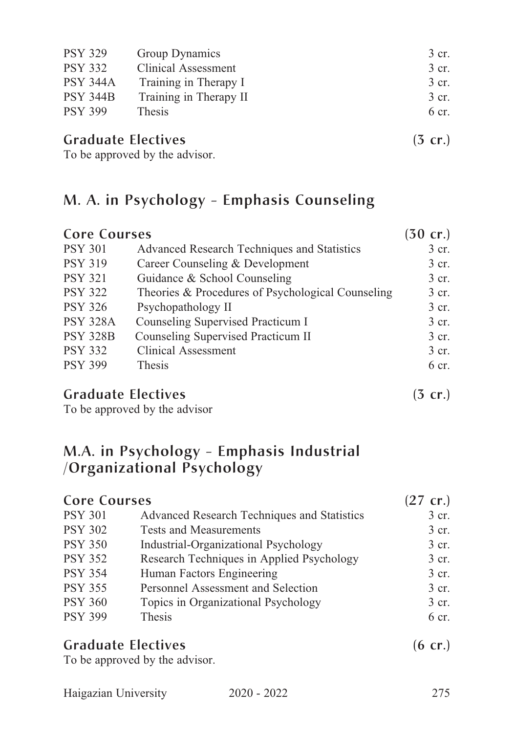| | | |
|---|---|---|
| PSY 329 | Group Dynamics | 3 cr. |
| PSY 332 | Clinical Assessment | 3 cr. |
| PSY 344A | Training in Therapy I | 3 cr. |
| PSY 344B | Training in Therapy II | 3 cr. |
| PSY 399 | Thesis | 6 cr. |

### Graduate Electives (3 cr.)

To be approved by the advisor.

## M. A. in Psychology - Emphasis Counseling

### Core Courses (30 cr.)

| | | |
|---|---|---|
| PSY 301 | Advanced Research Techniques and Statistics | 3 cr. |
| PSY 319 | Career Counseling & Development | 3 cr. |
| PSY 321 | Guidance & School Counseling | 3 cr. |
| PSY 322 | Theories & Procedures of Psychological Counseling | 3 cr. |
| PSY 326 | Psychopathology II | 3 cr. |
| PSY 328A | Counseling Supervised Practicum I | 3 cr. |
| PSY 328B | Counseling Supervised Practicum II | 3 cr. |
| PSY 332 | Clinical Assessment | 3 cr. |
| PSY 399 | Thesis | 6 cr. |

### Graduate Electives (3 cr.)

To be approved by the advisor

## M.A. in Psychology - Emphasis Industrial /Organizational Psychology

### Core Courses (27 cr.)

| | | |
|---|---|---|
| PSY 301 | Advanced Research Techniques and Statistics | 3 cr. |
| PSY 302 | Tests and Measurements | 3 cr. |
| PSY 350 | Industrial-Organizational Psychology | 3 cr. |
| PSY 352 | Research Techniques in Applied Psychology | 3 cr. |
| PSY 354 | Human Factors Engineering | 3 cr. |
| PSY 355 | Personnel Assessment and Selection | 3 cr. |
| PSY 360 | Topics in Organizational Psychology | 3 cr. |
| PSY 399 | Thesis | 6 cr. |

### Graduate Electives (6 cr.)

To be approved by the advisor.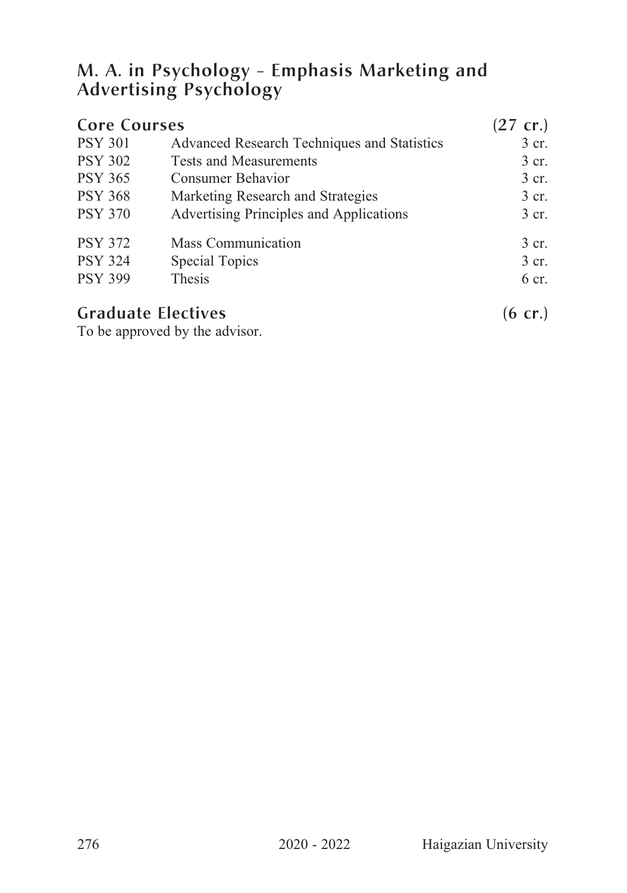## M. A. in Psychology - Emphasis Marketing and Advertising Psychology

### Core Courses (27 cr.)

| | | |
|---|---|---|
| PSY 301 | Advanced Research Techniques and Statistics | 3 cr. |
| PSY 302 | Tests and Measurements | 3 cr. |
| PSY 365 | Consumer Behavior | 3 cr. |
| PSY 368 | Marketing Research and Strategies | 3 cr. |
| PSY 370 | Advertising Principles and Applications | 3 cr. |
| PSY 372 | Mass Communication | 3 cr. |
| PSY 324 | Special Topics | 3 cr. |
| PSY 399 | Thesis | 6 cr. |

### Graduate Electives (6 cr.)

To be approved by the advisor.